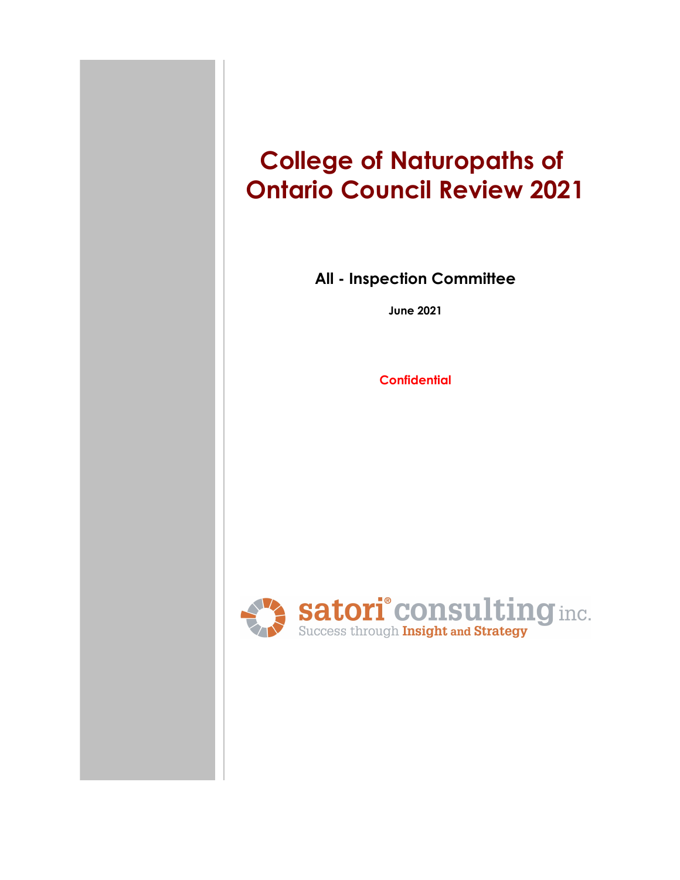# College of Naturopaths of Ontario Council Review 2021

## All - Inspection Committee

**June 2021**

**Confidential**

satori® consulting inc.
Success through **Insight and Strategy**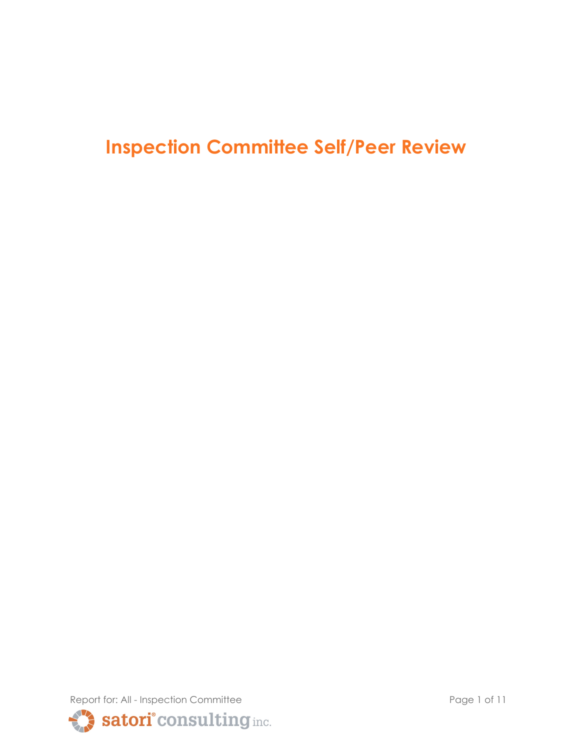# Inspection Committee Self/Peer Review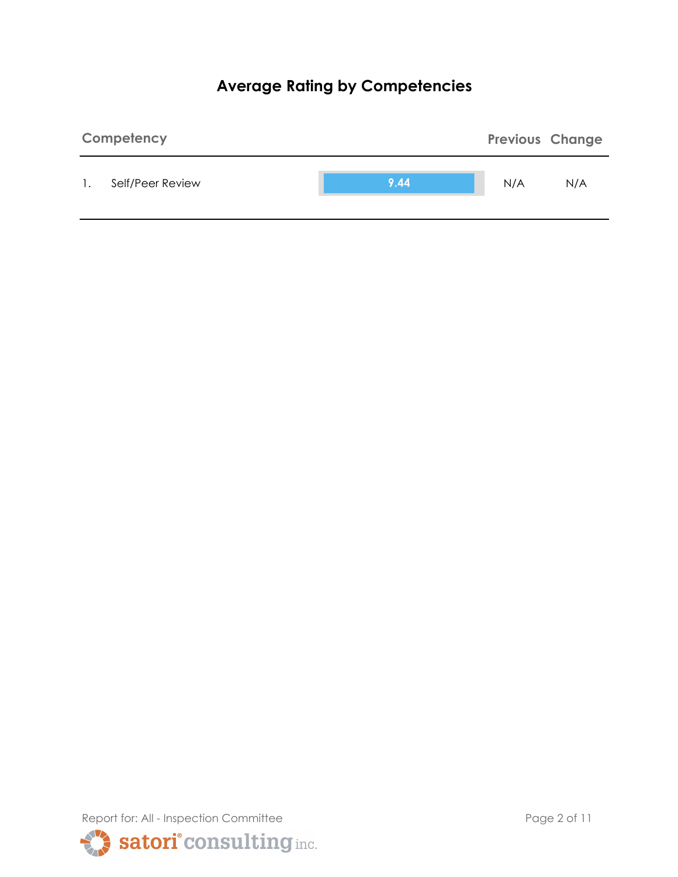# Average Rating by Competencies

| Competency | | | Previous | Change |
|---|---|---|---|---|
| 1. | Self/Peer Review | 9.44 | N/A | N/A |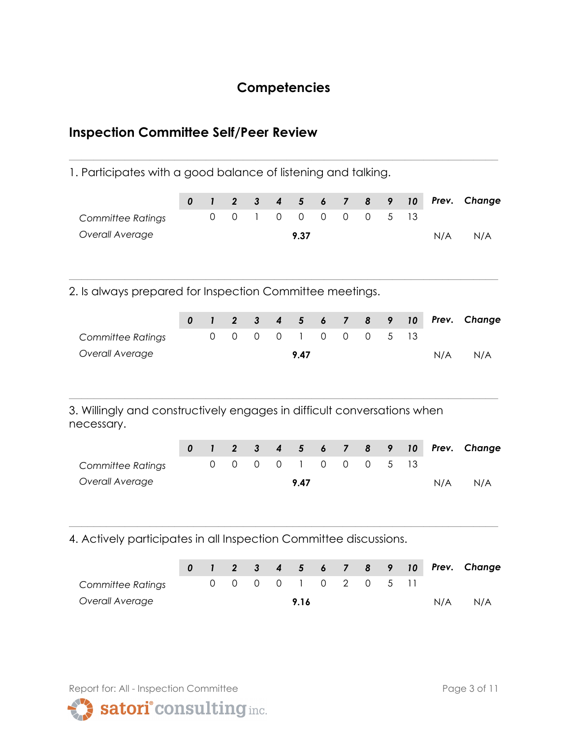## Competencies

### Inspection Committee Self/Peer Review

1. Participates with a good balance of listening and talking.

| | 0 | 1 | 2 | 3 | 4 | 5 | 6 | 7 | 8 | 9 | 10 | Prev. | Change |
|---|---|---|---|---|---|---|---|---|---|---|---|---|---|
| *Committee Ratings* | | 0 | 0 | 1 | 0 | 0 | 0 | 0 | 0 | 5 | 13 | | |
| *Overall Average* | | | | | | **9.37** | | | | | | N/A | N/A |

2. Is always prepared for Inspection Committee meetings.

| | 0 | 1 | 2 | 3 | 4 | 5 | 6 | 7 | 8 | 9 | 10 | Prev. | Change |
|---|---|---|---|---|---|---|---|---|---|---|---|---|---|
| *Committee Ratings* | | 0 | 0 | 0 | 0 | 1 | 0 | 0 | 0 | 5 | 13 | | |
| *Overall Average* | | | | | | **9.47** | | | | | | N/A | N/A |

3. Willingly and constructively engages in difficult conversations when necessary.

| | 0 | 1 | 2 | 3 | 4 | 5 | 6 | 7 | 8 | 9 | 10 | Prev. | Change |
|---|---|---|---|---|---|---|---|---|---|---|---|---|---|
| *Committee Ratings* | | 0 | 0 | 0 | 0 | 1 | 0 | 0 | 0 | 5 | 13 | | |
| *Overall Average* | | | | | | **9.47** | | | | | | N/A | N/A |

4. Actively participates in all Inspection Committee discussions.

| | 0 | 1 | 2 | 3 | 4 | 5 | 6 | 7 | 8 | 9 | 10 | Prev. | Change |
|---|---|---|---|---|---|---|---|---|---|---|---|---|---|
| *Committee Ratings* | | 0 | 0 | 0 | 0 | 1 | 0 | 2 | 0 | 5 | 11 | | |
| *Overall Average* | | | | | | **9.16** | | | | | | N/A | N/A |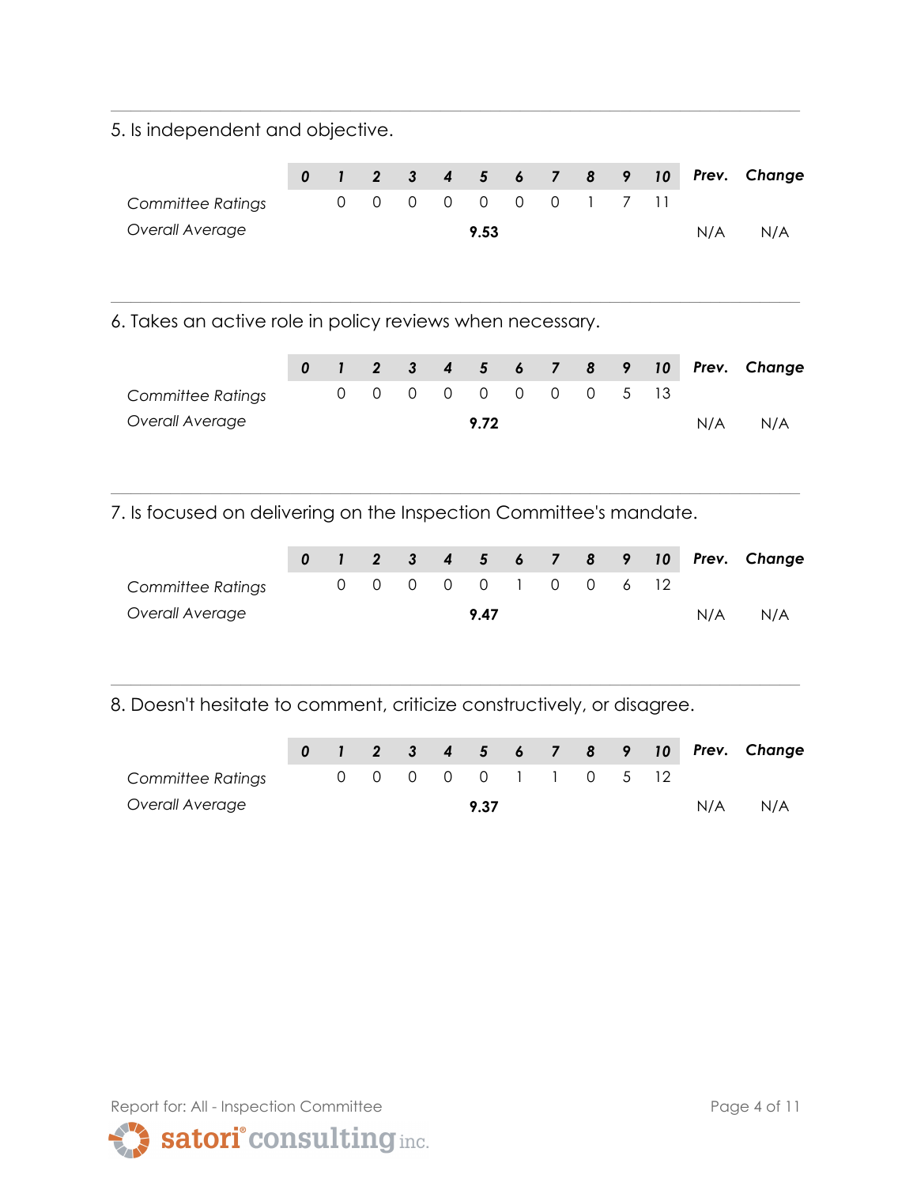5. Is independent and objective.

| | 0 | 1 | 2 | 3 | 4 | 5 | 6 | 7 | 8 | 9 | 10 | Prev. | Change |
|---|---|---|---|---|---|---|---|---|---|---|---|---|---|
| *Committee Ratings* | | 0 | 0 | 0 | 0 | 0 | 0 | 0 | 1 | 7 | 11 | | |
| *Overall Average* | | | | | | **9.53** | | | | | | N/A | N/A |

6. Takes an active role in policy reviews when necessary.

| | 0 | 1 | 2 | 3 | 4 | 5 | 6 | 7 | 8 | 9 | 10 | Prev. | Change |
|---|---|---|---|---|---|---|---|---|---|---|---|---|---|
| *Committee Ratings* | | 0 | 0 | 0 | 0 | 0 | 0 | 0 | 0 | 5 | 13 | | |
| *Overall Average* | | | | | | **9.72** | | | | | | N/A | N/A |

7. Is focused on delivering on the Inspection Committee's mandate.

| | 0 | 1 | 2 | 3 | 4 | 5 | 6 | 7 | 8 | 9 | 10 | Prev. | Change |
|---|---|---|---|---|---|---|---|---|---|---|---|---|---|
| *Committee Ratings* | | 0 | 0 | 0 | 0 | 0 | 1 | 0 | 0 | 6 | 12 | | |
| *Overall Average* | | | | | | **9.47** | | | | | | N/A | N/A |

8. Doesn't hesitate to comment, criticize constructively, or disagree.

| | 0 | 1 | 2 | 3 | 4 | 5 | 6 | 7 | 8 | 9 | 10 | Prev. | Change |
|---|---|---|---|---|---|---|---|---|---|---|---|---|---|
| *Committee Ratings* | | 0 | 0 | 0 | 0 | 0 | 1 | 1 | 0 | 5 | 12 | | |
| *Overall Average* | | | | | | **9.37** | | | | | | N/A | N/A |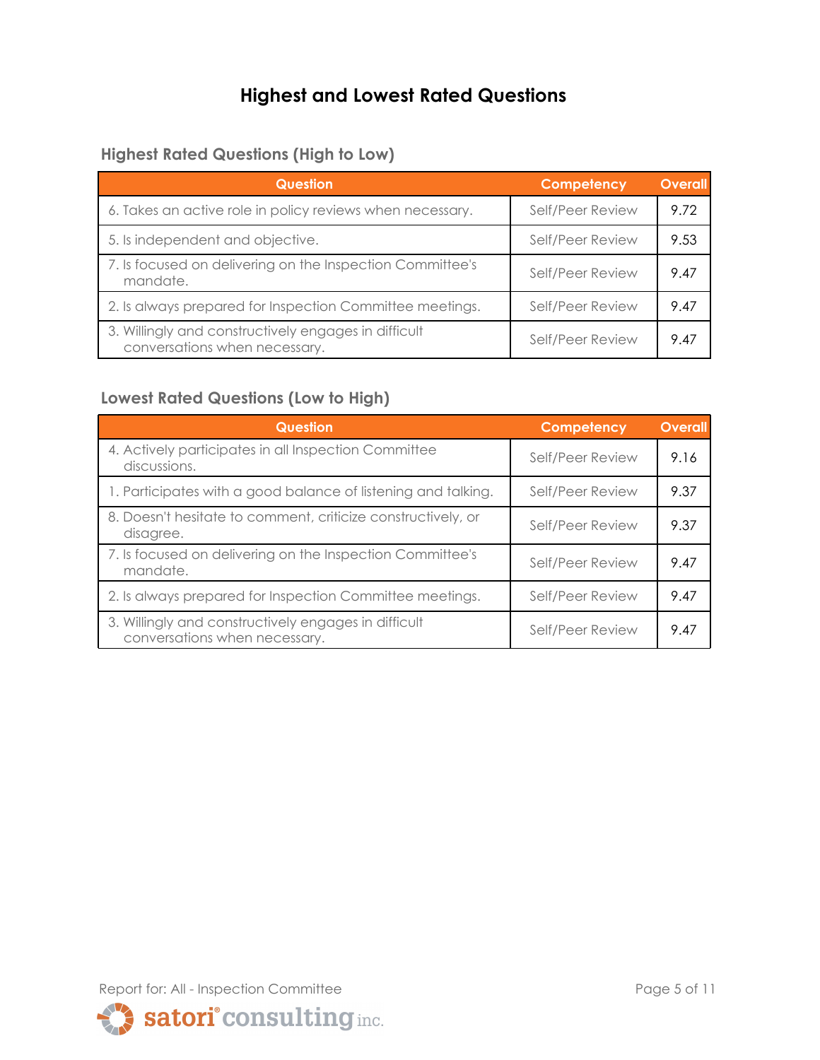# Highest and Lowest Rated Questions

## Highest Rated Questions (High to Low)

| Question | Competency | Overall |
|---|---|---|
| 6. Takes an active role in policy reviews when necessary. | Self/Peer Review | 9.72 |
| 5. Is independent and objective. | Self/Peer Review | 9.53 |
| 7. Is focused on delivering on the Inspection Committee's mandate. | Self/Peer Review | 9.47 |
| 2. Is always prepared for Inspection Committee meetings. | Self/Peer Review | 9.47 |
| 3. Willingly and constructively engages in difficult conversations when necessary. | Self/Peer Review | 9.47 |

## Lowest Rated Questions (Low to High)

| Question | Competency | Overall |
|---|---|---|
| 4. Actively participates in all Inspection Committee discussions. | Self/Peer Review | 9.16 |
| 1. Participates with a good balance of listening and talking. | Self/Peer Review | 9.37 |
| 8. Doesn't hesitate to comment, criticize constructively, or disagree. | Self/Peer Review | 9.37 |
| 7. Is focused on delivering on the Inspection Committee's mandate. | Self/Peer Review | 9.47 |
| 2. Is always prepared for Inspection Committee meetings. | Self/Peer Review | 9.47 |
| 3. Willingly and constructively engages in difficult conversations when necessary. | Self/Peer Review | 9.47 |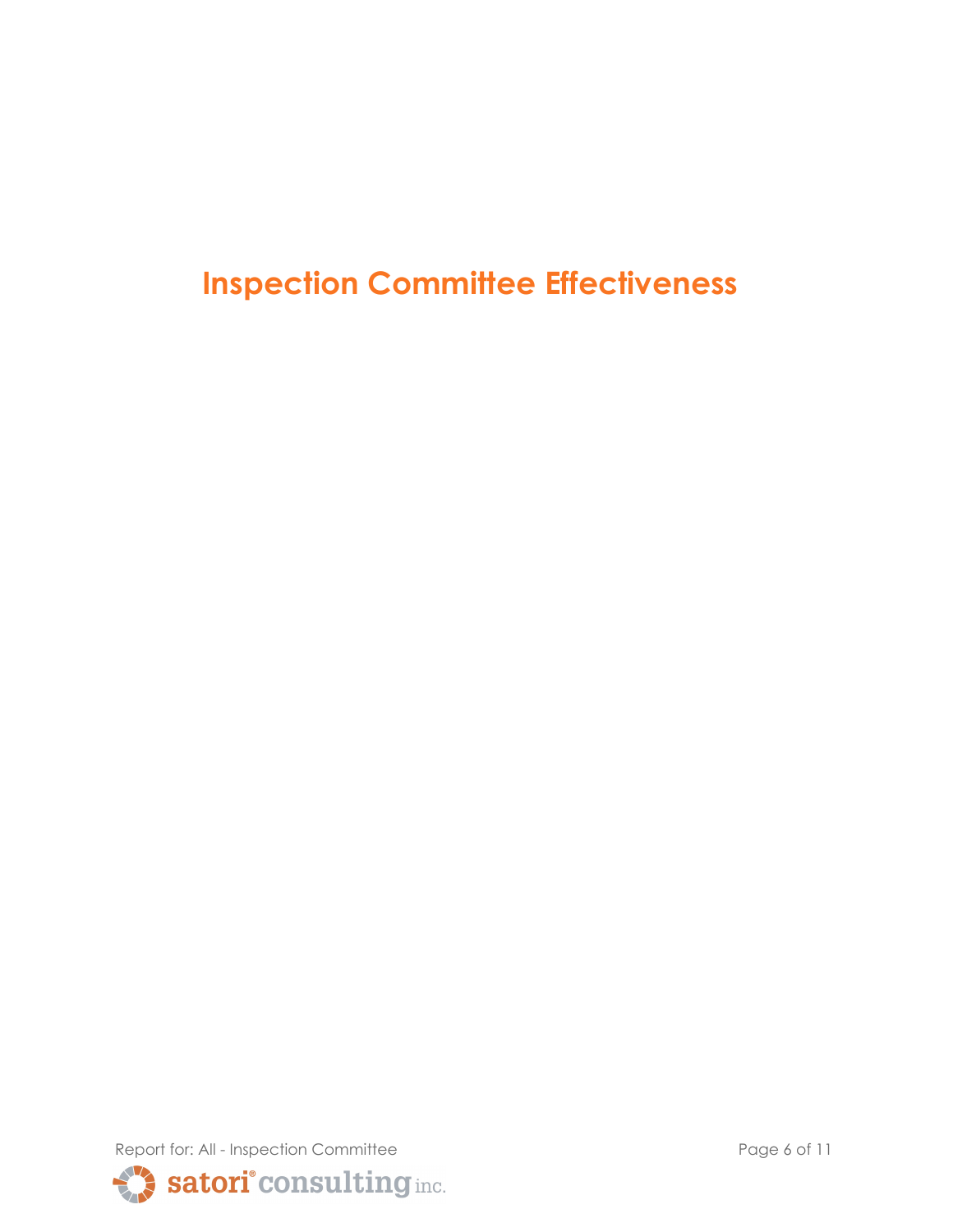# Inspection Committee Effectiveness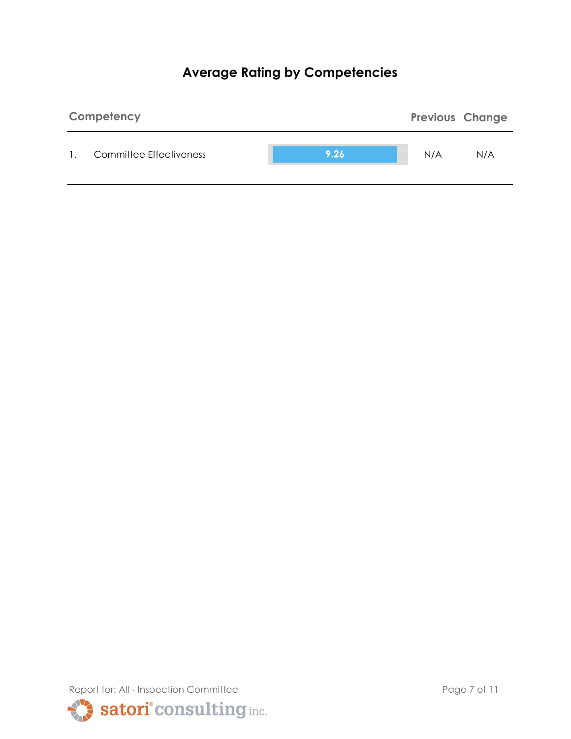# Average Rating by Competencies

| Competency | | Previous | Change |
|---|---|---|---|
| 1. Committee Effectiveness | 9.26 | N/A | N/A |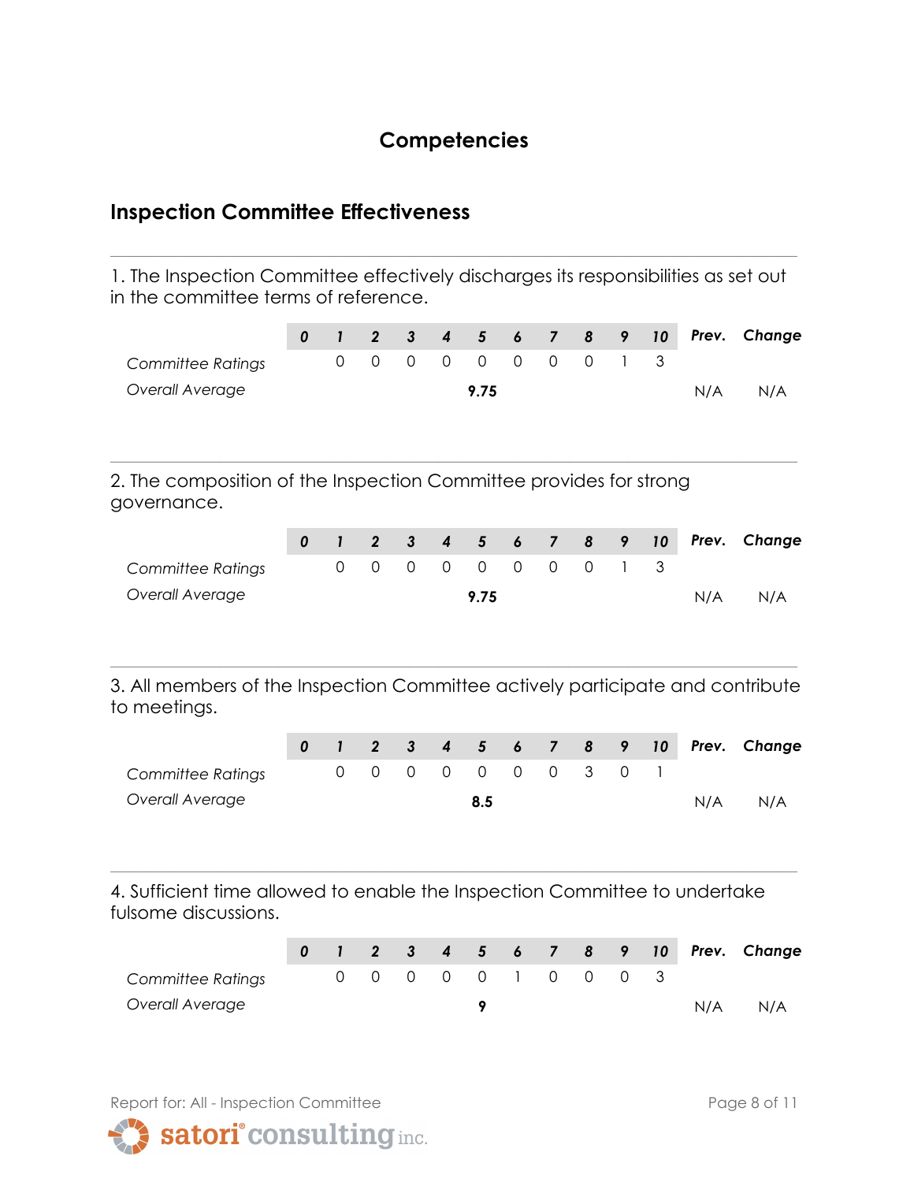# Competencies

## Inspection Committee Effectiveness

1. The Inspection Committee effectively discharges its responsibilities as set out in the committee terms of reference.

| | 0 | 1 | 2 | 3 | 4 | 5 | 6 | 7 | 8 | 9 | 10 | Prev. | Change |
|---|---|---|---|---|---|---|---|---|---|---|---|---|---|
| *Committee Ratings* | | 0 | 0 | 0 | 0 | 0 | 0 | 0 | 0 | 1 | 3 | | |
| *Overall Average* | | | | | | **9.75** | | | | | | N/A | N/A |

2. The composition of the Inspection Committee provides for strong governance.

| | 0 | 1 | 2 | 3 | 4 | 5 | 6 | 7 | 8 | 9 | 10 | Prev. | Change |
|---|---|---|---|---|---|---|---|---|---|---|---|---|---|
| *Committee Ratings* | | 0 | 0 | 0 | 0 | 0 | 0 | 0 | 0 | 1 | 3 | | |
| *Overall Average* | | | | | | **9.75** | | | | | | N/A | N/A |

3. All members of the Inspection Committee actively participate and contribute to meetings.

| | 0 | 1 | 2 | 3 | 4 | 5 | 6 | 7 | 8 | 9 | 10 | Prev. | Change |
|---|---|---|---|---|---|---|---|---|---|---|---|---|---|
| *Committee Ratings* | | 0 | 0 | 0 | 0 | 0 | 0 | 0 | 3 | 0 | 1 | | |
| *Overall Average* | | | | | | **8.5** | | | | | | N/A | N/A |

4. Sufficient time allowed to enable the Inspection Committee to undertake fulsome discussions.

| | 0 | 1 | 2 | 3 | 4 | 5 | 6 | 7 | 8 | 9 | 10 | Prev. | Change |
|---|---|---|---|---|---|---|---|---|---|---|---|---|---|
| *Committee Ratings* | | 0 | 0 | 0 | 0 | 0 | 1 | 0 | 0 | 0 | 3 | | |
| *Overall Average* | | | | | | **9** | | | | | | N/A | N/A |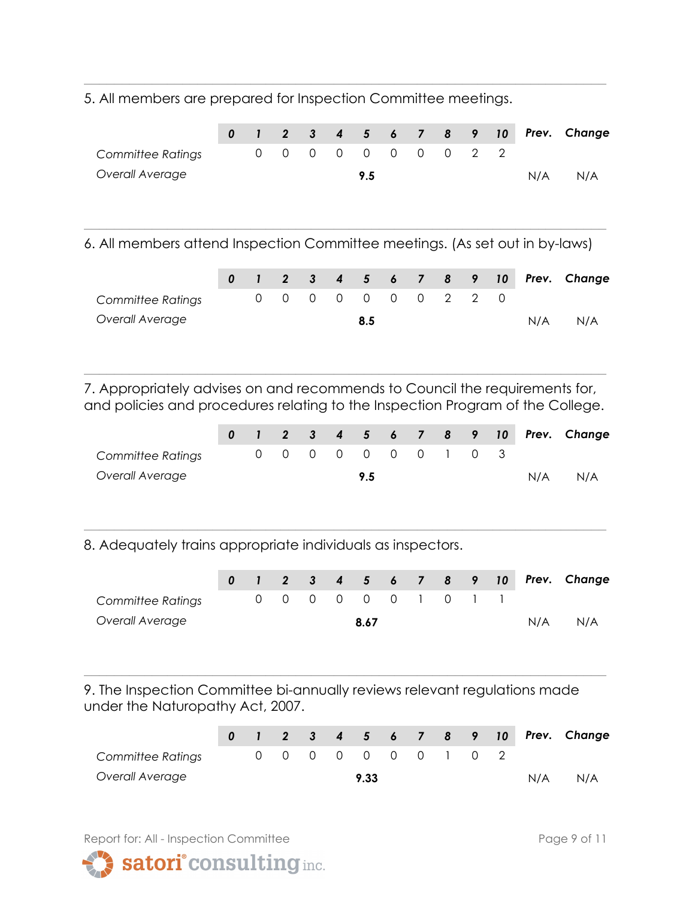5. All members are prepared for Inspection Committee meetings.

| | 0 | 1 | 2 | 3 | 4 | 5 | 6 | 7 | 8 | 9 | 10 | Prev. | Change |
|---|---|---|---|---|---|---|---|---|---|---|---|---|---|
| *Committee Ratings* | | 0 | 0 | 0 | 0 | 0 | 0 | 0 | 0 | 2 | 2 | | |
| *Overall Average* | | | | | | **9.5** | | | | | | N/A | N/A |

6. All members attend Inspection Committee meetings. (As set out in by-laws)

| | 0 | 1 | 2 | 3 | 4 | 5 | 6 | 7 | 8 | 9 | 10 | Prev. | Change |
|---|---|---|---|---|---|---|---|---|---|---|---|---|---|
| *Committee Ratings* | | 0 | 0 | 0 | 0 | 0 | 0 | 0 | 2 | 2 | 0 | | |
| *Overall Average* | | | | | | **8.5** | | | | | | N/A | N/A |

7. Appropriately advises on and recommends to Council the requirements for, and policies and procedures relating to the Inspection Program of the College.

| | 0 | 1 | 2 | 3 | 4 | 5 | 6 | 7 | 8 | 9 | 10 | Prev. | Change |
|---|---|---|---|---|---|---|---|---|---|---|---|---|---|
| *Committee Ratings* | | 0 | 0 | 0 | 0 | 0 | 0 | 0 | 1 | 0 | 3 | | |
| *Overall Average* | | | | | | **9.5** | | | | | | N/A | N/A |

8. Adequately trains appropriate individuals as inspectors.

| | 0 | 1 | 2 | 3 | 4 | 5 | 6 | 7 | 8 | 9 | 10 | Prev. | Change |
|---|---|---|---|---|---|---|---|---|---|---|---|---|---|
| *Committee Ratings* | | 0 | 0 | 0 | 0 | 0 | 0 | 1 | 0 | 1 | 1 | | |
| *Overall Average* | | | | | | **8.67** | | | | | | N/A | N/A |

9. The Inspection Committee bi-annually reviews relevant regulations made under the Naturopathy Act, 2007.

| | 0 | 1 | 2 | 3 | 4 | 5 | 6 | 7 | 8 | 9 | 10 | Prev. | Change |
|---|---|---|---|---|---|---|---|---|---|---|---|---|---|
| *Committee Ratings* | | 0 | 0 | 0 | 0 | 0 | 0 | 0 | 1 | 0 | 2 | | |
| *Overall Average* | | | | | | **9.33** | | | | | | N/A | N/A |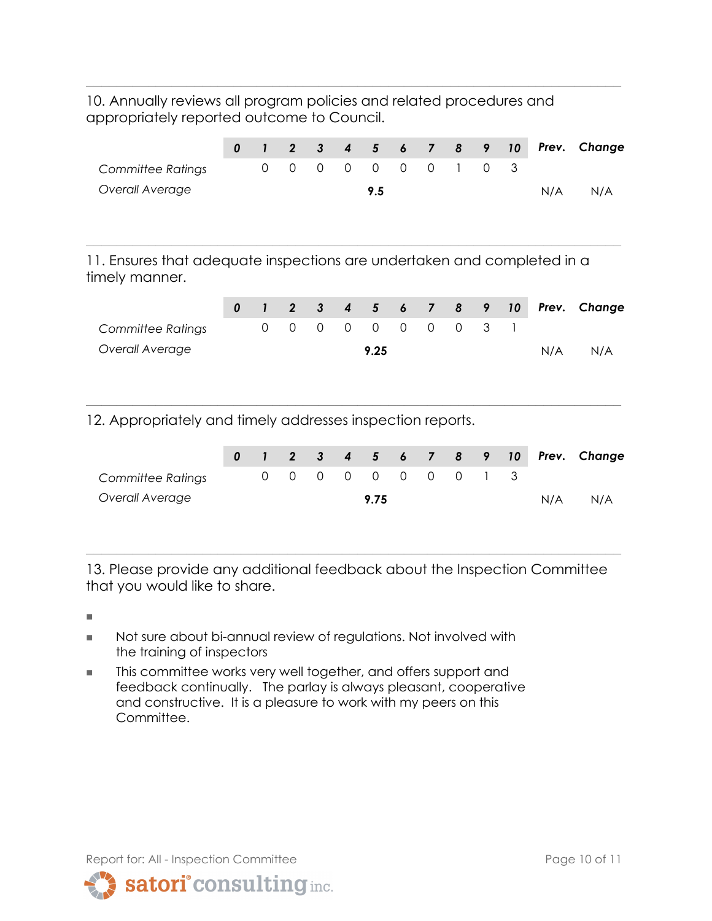10. Annually reviews all program policies and related procedures and appropriately reported outcome to Council.

| | 0 | 1 | 2 | 3 | 4 | 5 | 6 | 7 | 8 | 9 | 10 | Prev. | Change |
|---|---|---|---|---|---|---|---|---|---|---|---|---|---|
| *Committee Ratings* | | 0 | 0 | 0 | 0 | 0 | 0 | 0 | 1 | 0 | 3 | | |
| *Overall Average* | | | | | | **9.5** | | | | | | N/A | N/A |

11. Ensures that adequate inspections are undertaken and completed in a timely manner.

| | 0 | 1 | 2 | 3 | 4 | 5 | 6 | 7 | 8 | 9 | 10 | Prev. | Change |
|---|---|---|---|---|---|---|---|---|---|---|---|---|---|
| *Committee Ratings* | | 0 | 0 | 0 | 0 | 0 | 0 | 0 | 0 | 3 | 1 | | |
| *Overall Average* | | | | | | **9.25** | | | | | | N/A | N/A |

12. Appropriately and timely addresses inspection reports.

| | 0 | 1 | 2 | 3 | 4 | 5 | 6 | 7 | 8 | 9 | 10 | Prev. | Change |
|---|---|---|---|---|---|---|---|---|---|---|---|---|---|
| *Committee Ratings* | | 0 | 0 | 0 | 0 | 0 | 0 | 0 | 0 | 1 | 3 | | |
| *Overall Average* | | | | | | **9.75** | | | | | | N/A | N/A |

13. Please provide any additional feedback about the Inspection Committee that you would like to share.

- 
- Not sure about bi-annual review of regulations. Not involved with the training of inspectors
- This committee works very well together, and offers support and feedback continually. The parlay is always pleasant, cooperative and constructive. It is a pleasure to work with my peers on this Committee.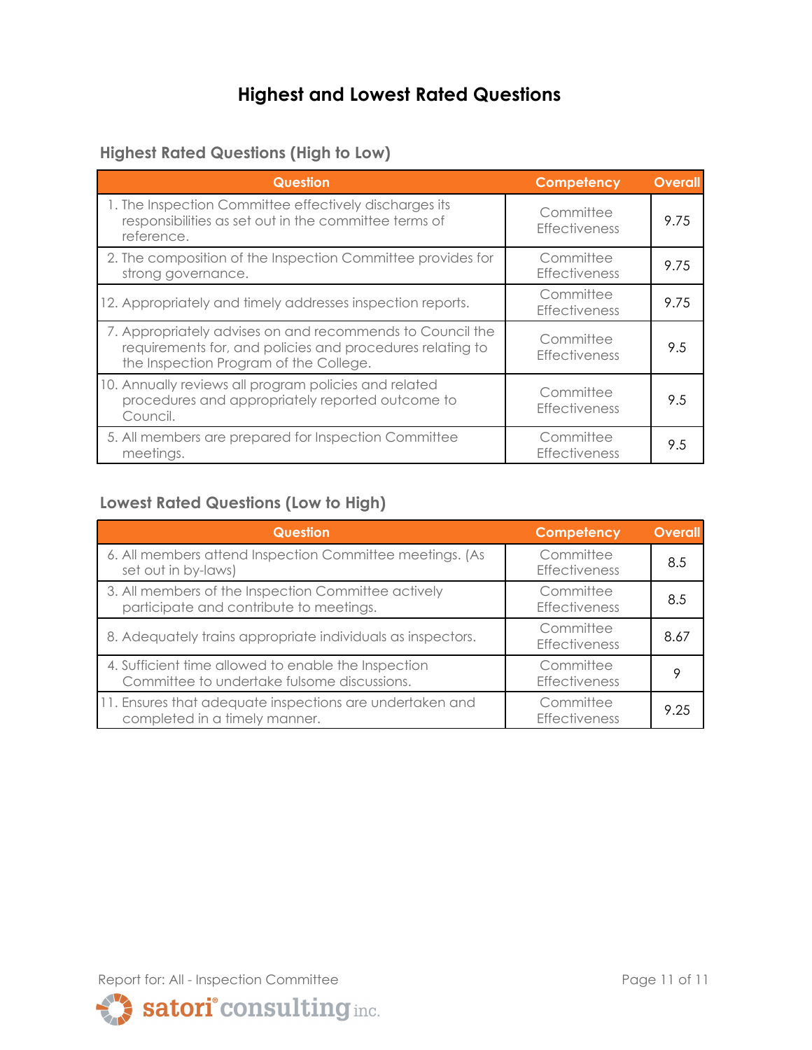# Highest and Lowest Rated Questions

## Highest Rated Questions (High to Low)

| Question | Competency | Overall |
|---|---|---|
| 1. The Inspection Committee effectively discharges its responsibilities as set out in the committee terms of reference. | Committee Effectiveness | 9.75 |
| 2. The composition of the Inspection Committee provides for strong governance. | Committee Effectiveness | 9.75 |
| 12. Appropriately and timely addresses inspection reports. | Committee Effectiveness | 9.75 |
| 7. Appropriately advises on and recommends to Council the requirements for, and policies and procedures relating to the Inspection Program of the College. | Committee Effectiveness | 9.5 |
| 10. Annually reviews all program policies and related procedures and appropriately reported outcome to Council. | Committee Effectiveness | 9.5 |
| 5. All members are prepared for Inspection Committee meetings. | Committee Effectiveness | 9.5 |

## Lowest Rated Questions (Low to High)

| Question | Competency | Overall |
|---|---|---|
| 6. All members attend Inspection Committee meetings. (As set out in by-laws) | Committee Effectiveness | 8.5 |
| 3. All members of the Inspection Committee actively participate and contribute to meetings. | Committee Effectiveness | 8.5 |
| 8. Adequately trains appropriate individuals as inspectors. | Committee Effectiveness | 8.67 |
| 4. Sufficient time allowed to enable the Inspection Committee to undertake fulsome discussions. | Committee Effectiveness | 9 |
| 11. Ensures that adequate inspections are undertaken and completed in a timely manner. | Committee Effectiveness | 9.25 |